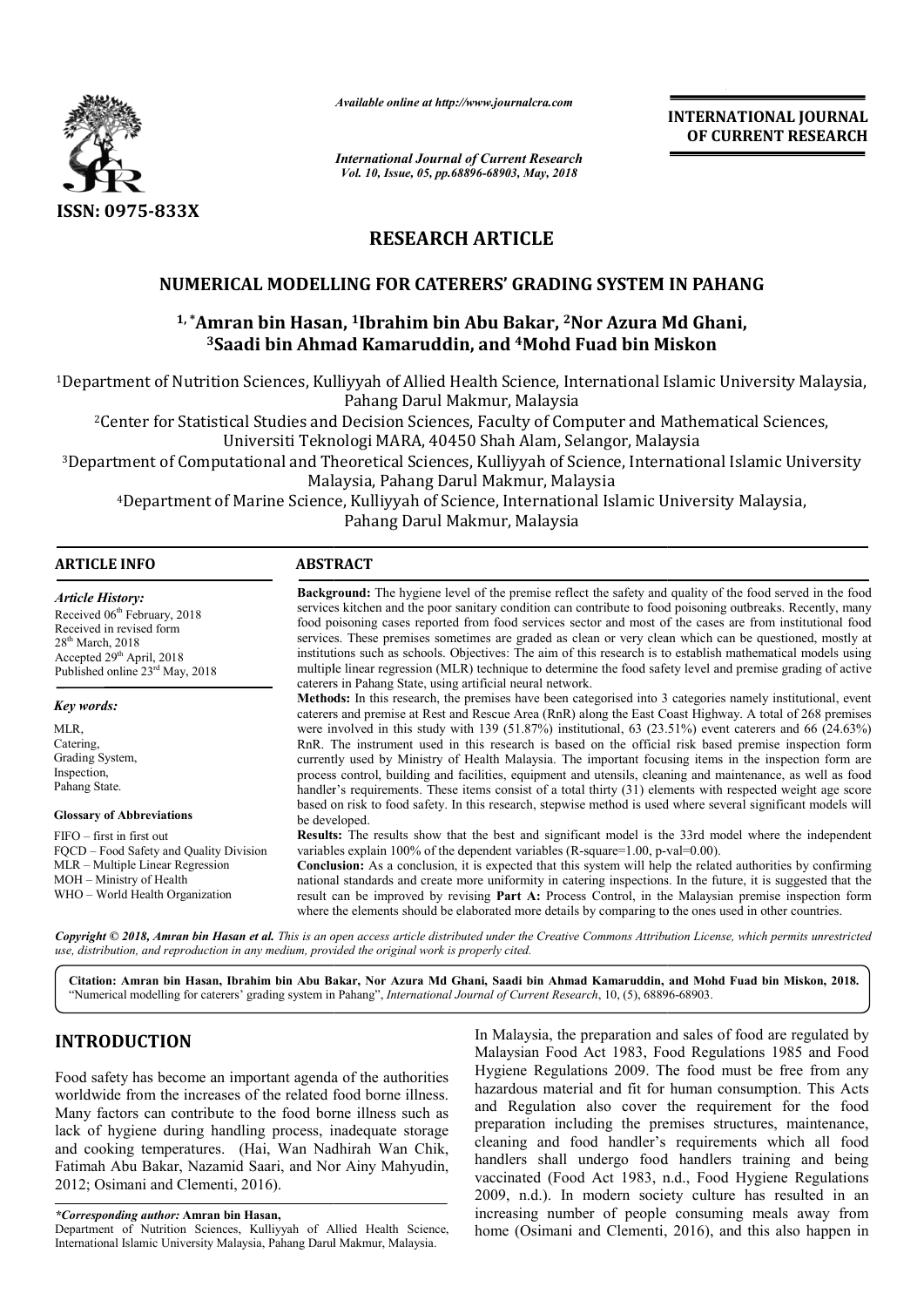ISSN: 0975-833X

*Available online at http://www.journalcra.com*

**INTERNATIONAL JOURNAL OF CURRENT RESEARCH**

## RESEARCH ARTICLE

# NUMERICAL MODELLING FOR CATERERS' GRADING SYSTEM IN PAHANG

**[1,*]Amran bin Hasan, [1]Ibrahim bin Abu Bakar, [2]Nor Azura Md Ghani, [3]Saadi bin Ahmad Kamaruddin, and [4]Mohd Fuad bin Miskon**

[1]Department of Nutrition Sciences, Kulliyyah of Allied Health Science, International Islamic University Malaysia, Pahang Darul Makmur, Malaysia

[2]Center for Statistical Studies and Decision Sciences, Faculty of Computer and Mathematical Sciences, Universiti Teknologi MARA, 40450 Shah Alam, Selangor, Malaysia

[3]Department of Computational and Theoretical Sciences, Kulliyyah of Science, International Islamic University Malaysia, Pahang Darul Makmur, Malaysia

[4]Department of Marine Science, Kulliyyah of Science, International Islamic University Malaysia, Pahang Darul Makmur, Malaysia

### ARTICLE INFO

*Article History:*

Received 06th February, 2018
Received in revised form 28th March, 2018
Accepted 29th April, 2018
Published online 23rd May, 2018

*Key words:*

MLR,
Catering,
Grading System,
Inspection,
Pahang State.

**Glossary of Abbreviations**

FIFO – first in first out
FQCD – Food Safety and Quality Division
MLR – Multiple Linear Regression
MOH – Ministry of Health
WHO – World Health Organization

### ABSTRACT

**Background:** The hygiene level of the premise reflect the safety and quality of the food served in the food services kitchen and the poor sanitary condition can contribute to food poisoning outbreaks. Recently, many food poisoning cases reported from food services sector and most of the cases are from institutional food services. These premises sometimes are graded as clean or very clean which can be questioned, mostly at institutions such as schools. Objectives: The aim of this research is to establish mathematical models using multiple linear regression (MLR) technique to determine the food safety level and premise grading of active caterers in Pahang State, using artificial neural network.

**Methods:** In this research, the premises have been categorised into 3 categories namely institutional, event caterers and premise at Rest and Rescue Area (RnR) along the East Coast Highway. A total of 268 premises were involved in this study with 139 (51.87%) institutional, 63 (23.51%) event caterers and 66 (24.63%) RnR. The instrument used in this research is based on the official risk based premise inspection form currently used by Ministry of Health Malaysia. The important focusing items in the inspection form are process control, building and facilities, equipment and utensils, cleaning and maintenance, as well as food handler's requirements. These items consist of a total thirty (31) elements with respected weight age score based on risk to food safety. In this research, stepwise method is used where several significant models will be developed.

**Results:** The results show that the best and significant model is the 33rd model where the independent variables explain 100% of the dependent variables (R-square=1.00, p-val=0.00).

**Conclusion:** As a conclusion, it is expected that this system will help the related authorities by confirming national standards and create more uniformity in catering inspections. In the future, it is suggested that the result can be improved by revising **Part A:** Process Control, in the Malaysian premise inspection form where the elements should be elaborated more details by comparing to the ones used in other countries.

*Copyright © 2018, Amran bin Hasan et al. This is an open access article distributed under the Creative Commons Attribution License, which permits unrestricted use, distribution, and reproduction in any medium, provided the original work is properly cited.*

**Citation: Amran bin Hasan, Ibrahim bin Abu Bakar, Nor Azura Md Ghani, Saadi bin Ahmad Kamaruddin, and Mohd Fuad bin Miskon, 2018.** "Numerical modelling for caterers' grading system in Pahang", *International Journal of Current Research*, 10, (5), 68896-68903.

## INTRODUCTION

Food safety has become an important agenda of the authorities worldwide from the increases of the related food borne illness. Many factors can contribute to the food borne illness such as lack of hygiene during handling process, inadequate storage and cooking temperatures. (Hai, Wan Nadhirah Wan Chik, Fatimah Abu Bakar, Nazamid Saari, and Nor Ainy Mahyudin, 2012; Osimani and Clementi, 2016).

In Malaysia, the preparation and sales of food are regulated by Malaysian Food Act 1983, Food Regulations 1985 and Food Hygiene Regulations 2009. The food must be free from any hazardous material and fit for human consumption. This Acts and Regulation also cover the requirement for the food preparation including the premises structures, maintenance, cleaning and food handler's requirements which all food handlers shall undergo food handlers training and being vaccinated (Food Act 1983, n.d., Food Hygiene Regulations 2009, n.d.). In modern society culture has resulted in an increasing number of people consuming meals away from home (Osimani and Clementi, 2016), and this also happen in

*\*Corresponding author:* **Amran bin Hasan,**
Department of Nutrition Sciences, Kulliyyah of Allied Health Science, International Islamic University Malaysia, Pahang Darul Makmur, Malaysia.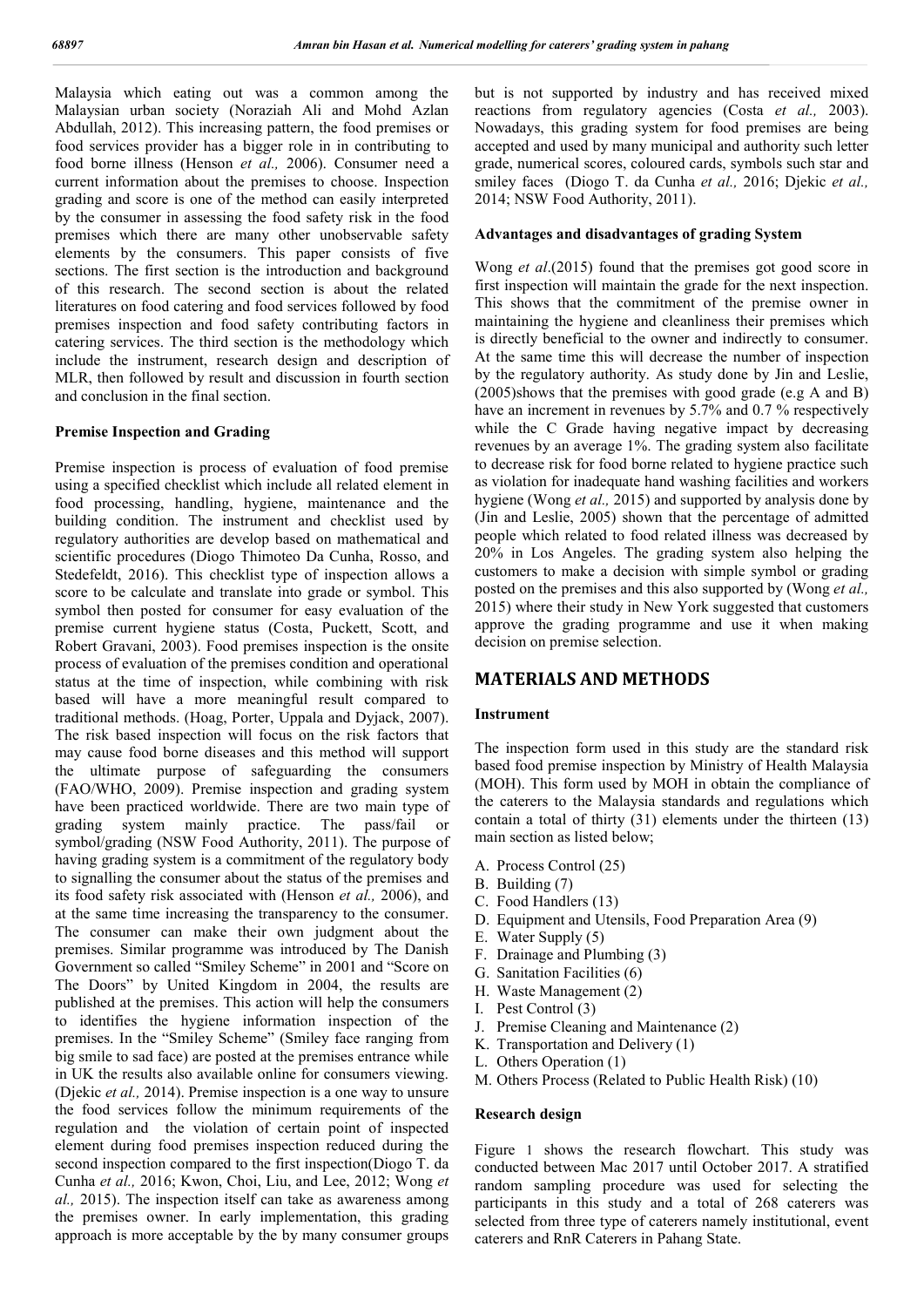Malaysia which eating out was a common among the Malaysian urban society (Noraziah Ali and Mohd Azlan Abdullah, 2012). This increasing pattern, the food premises or food services provider has a bigger role in in contributing to food borne illness (Henson *et al.,* 2006). Consumer need a current information about the premises to choose. Inspection grading and score is one of the method can easily interpreted by the consumer in assessing the food safety risk in the food premises which there are many other unobservable safety elements by the consumers. This paper consists of five sections. The first section is the introduction and background of this research. The second section is about the related literatures on food catering and food services followed by food premises inspection and food safety contributing factors in catering services. The third section is the methodology which include the instrument, research design and description of MLR, then followed by result and discussion in fourth section and conclusion in the final section.

**Premise Inspection and Grading**

Premise inspection is process of evaluation of food premise using a specified checklist which include all related element in food processing, handling, hygiene, maintenance and the building condition. The instrument and checklist used by regulatory authorities are develop based on mathematical and scientific procedures (Diogo Thimoteo Da Cunha, Rosso, and Stedefeldt, 2016). This checklist type of inspection allows a score to be calculate and translate into grade or symbol. This symbol then posted for consumer for easy evaluation of the premise current hygiene status (Costa, Puckett, Scott, and Robert Gravani, 2003). Food premises inspection is the onsite process of evaluation of the premises condition and operational status at the time of inspection, while combining with risk based will have a more meaningful result compared to traditional methods. (Hoag, Porter, Uppala and Dyjack, 2007). The risk based inspection will focus on the risk factors that may cause food borne diseases and this method will support the ultimate purpose of safeguarding the consumers (FAO/WHO, 2009). Premise inspection and grading system have been practiced worldwide. There are two main type of grading system mainly practice. The pass/fail or symbol/grading (NSW Food Authority, 2011). The purpose of having grading system is a commitment of the regulatory body to signalling the consumer about the status of the premises and its food safety risk associated with (Henson *et al.,* 2006), and at the same time increasing the transparency to the consumer. The consumer can make their own judgment about the premises. Similar programme was introduced by The Danish Government so called "Smiley Scheme" in 2001 and "Score on The Doors" by United Kingdom in 2004, the results are published at the premises. This action will help the consumers to identifies the hygiene information inspection of the premises. In the "Smiley Scheme" (Smiley face ranging from big smile to sad face) are posted at the premises entrance while in UK the results also available online for consumers viewing. (Djekic *et al.,* 2014). Premise inspection is a one way to unsure the food services follow the minimum requirements of the regulation and the violation of certain point of inspected element during food premises inspection reduced during the second inspection compared to the first inspection(Diogo T. da Cunha *et al.,* 2016; Kwon, Choi, Liu, and Lee, 2012; Wong *et al.,* 2015). The inspection itself can take as awareness among the premises owner. In early implementation, this grading approach is more acceptable by the by many consumer groups but is not supported by industry and has received mixed reactions from regulatory agencies (Costa *et al.,* 2003). Nowadays, this grading system for food premises are being accepted and used by many municipal and authority such letter grade, numerical scores, coloured cards, symbols such star and smiley faces (Diogo T. da Cunha *et al.,* 2016; Djekic *et al.,* 2014; NSW Food Authority, 2011).

**Advantages and disadvantages of grading System**

Wong *et al*.(2015) found that the premises got good score in first inspection will maintain the grade for the next inspection. This shows that the commitment of the premise owner in maintaining the hygiene and cleanliness their premises which is directly beneficial to the owner and indirectly to consumer. At the same time this will decrease the number of inspection by the regulatory authority. As study done by Jin and Leslie, (2005)shows that the premises with good grade (e.g A and B) have an increment in revenues by 5.7% and 0.7 % respectively while the C Grade having negative impact by decreasing revenues by an average 1%. The grading system also facilitate to decrease risk for food borne related to hygiene practice such as violation for inadequate hand washing facilities and workers hygiene (Wong *et al.,* 2015) and supported by analysis done by (Jin and Leslie, 2005) shown that the percentage of admitted people which related to food related illness was decreased by 20% in Los Angeles. The grading system also helping the customers to make a decision with simple symbol or grading posted on the premises and this also supported by (Wong *et al.,* 2015) where their study in New York suggested that customers approve the grading programme and use it when making decision on premise selection.

## MATERIALS AND METHODS

**Instrument**

The inspection form used in this study are the standard risk based food premise inspection by Ministry of Health Malaysia (MOH). This form used by MOH in obtain the compliance of the caterers to the Malaysia standards and regulations which contain a total of thirty (31) elements under the thirteen (13) main section as listed below;

A. Process Control (25)
B. Building (7)
C. Food Handlers (13)
D. Equipment and Utensils, Food Preparation Area (9)
E. Water Supply (5)
F. Drainage and Plumbing (3)
G. Sanitation Facilities (6)
H. Waste Management (2)
I. Pest Control (3)
J. Premise Cleaning and Maintenance (2)
K. Transportation and Delivery (1)
L. Others Operation (1)
M. Others Process (Related to Public Health Risk) (10)

**Research design**

Figure 1 shows the research flowchart. This study was conducted between Mac 2017 until October 2017. A stratified random sampling procedure was used for selecting the participants in this study and a total of 268 caterers was selected from three type of caterers namely institutional, event caterers and RnR Caterers in Pahang State.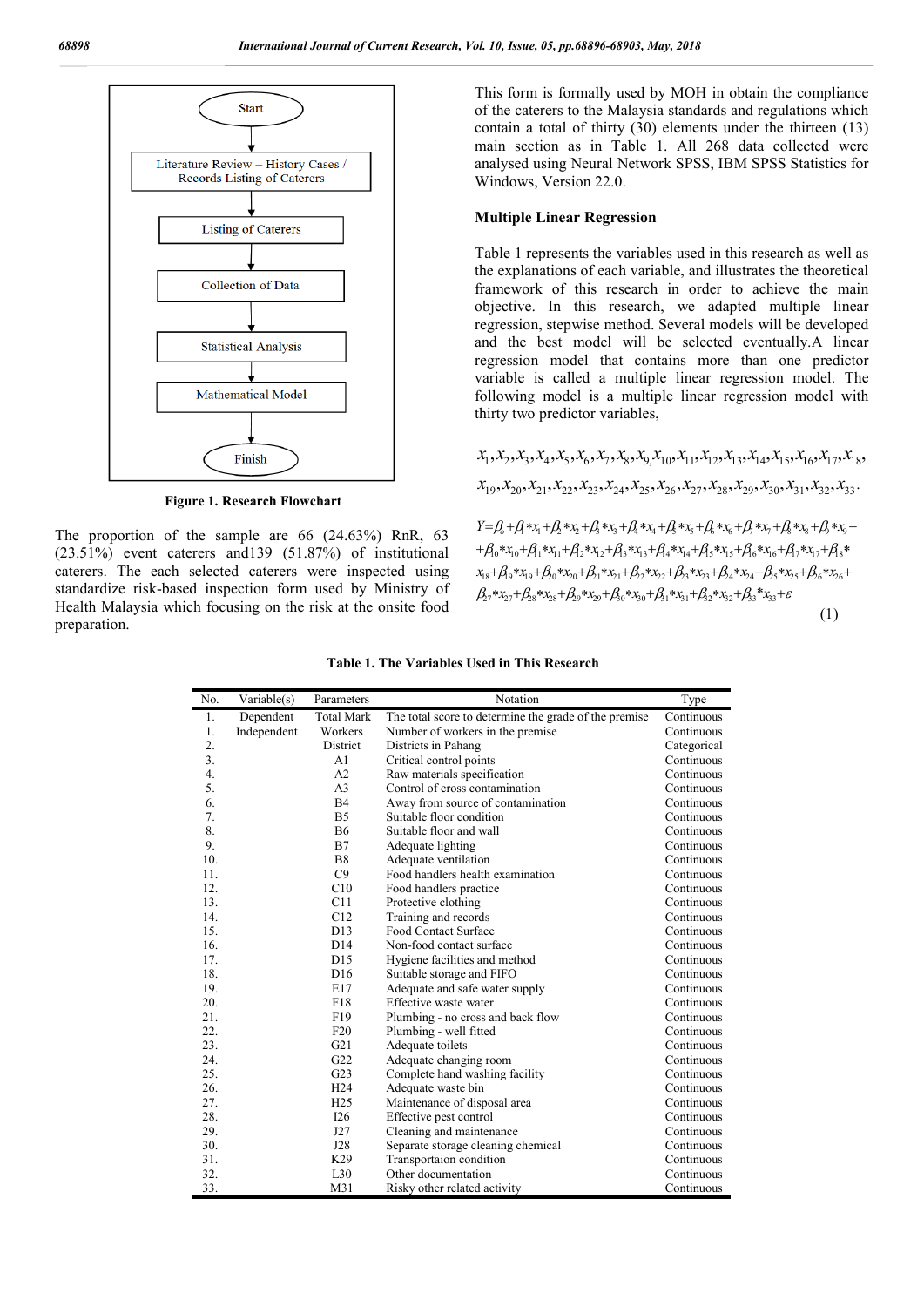Start

Literature Review – History Cases / Records Listing of Caterers

Listing of Caterers

Collection of Data

Statistical Analysis

Mathematical Model

Finish

**Figure 1. Research Flowchart**

The proportion of the sample are 66 (24.63%) RnR, 63 (23.51%) event caterers and139 (51.87%) of institutional caterers. The each selected caterers were inspected using standardize risk-based inspection form used by Ministry of Health Malaysia which focusing on the risk at the onsite food preparation.

This form is formally used by MOH in obtain the compliance of the caterers to the Malaysia standards and regulations which contain a total of thirty (30) elements under the thirteen (13) main section as in Table 1. All 268 data collected were analysed using Neural Network SPSS, IBM SPSS Statistics for Windows, Version 22.0.

### Multiple Linear Regression

Table 1 represents the variables used in this research as well as the explanations of each variable, and illustrates the theoretical framework of this research in order to achieve the main objective. In this research, we adapted multiple linear regression, stepwise method. Several models will be developed and the best model will be selected eventually.A linear regression model that contains more than one predictor variable is called a multiple linear regression model. The following model is a multiple linear regression model with thirty two predictor variables,

$$x_1, x_2, x_3, x_4, x_5, x_6, x_7, x_8, x_9, x_{10}, x_{11}, x_{12}, x_{13}, x_{14}, x_{15}, x_{16}, x_{17}, x_{18}, x_{19}, x_{20}, x_{21}, x_{22}, x_{23}, x_{24}, x_{25}, x_{26}, x_{27}, x_{28}, x_{29}, x_{30}, x_{31}, x_{32}, x_{33}.$$

$$Y=\beta_0+\beta_1*x_1+\beta_2*x_2+\beta_3*x_3+\beta_4*x_4+\beta_5*x_5+\beta_6*x_6+\beta_7*x_7+\beta_8*x_8+\beta_9*x_9+\beta_{10}*x_{10}+\beta_{11}*x_{11}+\beta_{12}*x_{12}+\beta_{13}*x_{13}+\beta_{14}*x_{14}+\beta_{15}*x_{15}+\beta_{16}*x_{16}+\beta_{17}*x_{17}+\beta_{18}*x_{18}+\beta_{19}*x_{19}+\beta_{20}*x_{20}+\beta_{21}*x_{21}+\beta_{22}*x_{22}+\beta_{23}*x_{23}+\beta_{24}*x_{24}+\beta_{25}*x_{25}+\beta_{26}*x_{26}+\beta_{27}*x_{27}+\beta_{28}*x_{28}+\beta_{29}*x_{29}+\beta_{30}*x_{30}+\beta_{31}*x_{31}+\beta_{32}*x_{32}+\beta_{33}*x_{33}+\varepsilon \quad (1)$$

**Table 1. The Variables Used in This Research**

| No. | Variable(s) | Parameters | Notation | Type |
|---|---|---|---|---|
| 1. | Dependent | Total Mark | The total score to determine the grade of the premise | Continuous |
| 1. | Independent | Workers | Number of workers in the premise | Continuous |
| 2. | | District | Districts in Pahang | Categorical |
| 3. | | A1 | Critical control points | Continuous |
| 4. | | A2 | Raw materials specification | Continuous |
| 5. | | A3 | Control of cross contamination | Continuous |
| 6. | | B4 | Away from source of contamination | Continuous |
| 7. | | B5 | Suitable floor condition | Continuous |
| 8. | | B6 | Suitable floor and wall | Continuous |
| 9. | | B7 | Adequate lighting | Continuous |
| 10. | | B8 | Adequate ventilation | Continuous |
| 11. | | C9 | Food handlers health examination | Continuous |
| 12. | | C10 | Food handlers practice | Continuous |
| 13. | | C11 | Protective clothing | Continuous |
| 14. | | C12 | Training and records | Continuous |
| 15. | | D13 | Food Contact Surface | Continuous |
| 16. | | D14 | Non-food contact surface | Continuous |
| 17. | | D15 | Hygiene facilities and method | Continuous |
| 18. | | D16 | Suitable storage and FIFO | Continuous |
| 19. | | E17 | Adequate and safe water supply | Continuous |
| 20. | | F18 | Effective waste water | Continuous |
| 21. | | F19 | Plumbing - no cross and back flow | Continuous |
| 22. | | F20 | Plumbing - well fitted | Continuous |
| 23. | | G21 | Adequate toilets | Continuous |
| 24. | | G22 | Adequate changing room | Continuous |
| 25. | | G23 | Complete hand washing facility | Continuous |
| 26. | | H24 | Adequate waste bin | Continuous |
| 27. | | H25 | Maintenance of disposal area | Continuous |
| 28. | | I26 | Effective pest control | Continuous |
| 29. | | J27 | Cleaning and maintenance | Continuous |
| 30. | | J28 | Separate storage cleaning chemical | Continuous |
| 31. | | K29 | Transportaion condition | Continuous |
| 32. | | L30 | Other documentation | Continuous |
| 33. | | M31 | Risky other related activity | Continuous |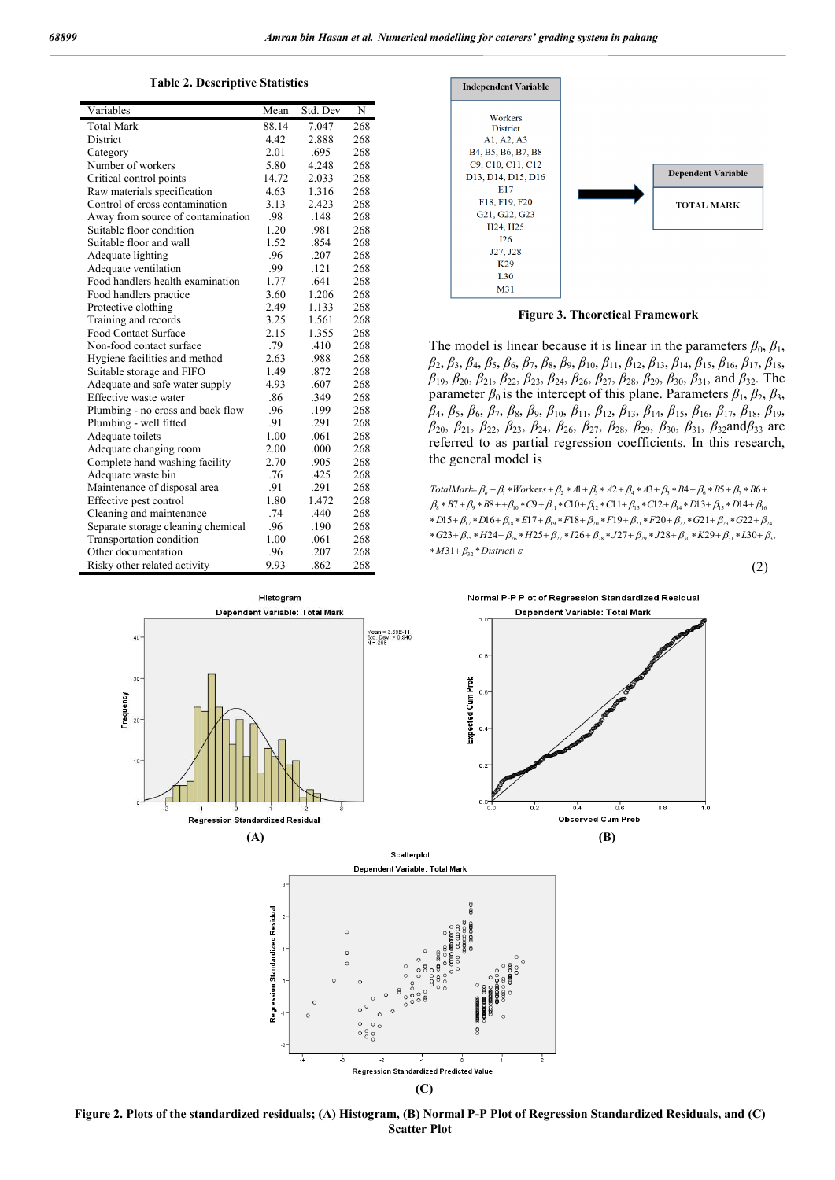**Table 2. Descriptive Statistics**

| Variables | Mean | Std. Dev | N |
|---|---|---|---|
| Total Mark | 88.14 | 7.047 | 268 |
| District | 4.42 | 2.888 | 268 |
| Category | 2.01 | .695 | 268 |
| Number of workers | 5.80 | 4.248 | 268 |
| Critical control points | 14.72 | 2.033 | 268 |
| Raw materials specification | 4.63 | 1.316 | 268 |
| Control of cross contamination | 3.13 | 2.423 | 268 |
| Away from source of contamination | .98 | .148 | 268 |
| Suitable floor condition | 1.20 | .981 | 268 |
| Suitable floor and wall | 1.52 | .854 | 268 |
| Adequate lighting | .96 | .207 | 268 |
| Adequate ventilation | .99 | .121 | 268 |
| Food handlers health examination | 1.77 | .641 | 268 |
| Food handlers practice | 3.60 | 1.206 | 268 |
| Protective clothing | 2.49 | 1.133 | 268 |
| Training and records | 3.25 | 1.561 | 268 |
| Food Contact Surface | 2.15 | 1.355 | 268 |
| Non-food contact surface | .79 | .410 | 268 |
| Hygiene facilities and method | 2.63 | .988 | 268 |
| Suitable storage and FIFO | 1.49 | .872 | 268 |
| Adequate and safe water supply | 4.93 | .607 | 268 |
| Effective waste water | .86 | .349 | 268 |
| Plumbing - no cross and back flow | .96 | .199 | 268 |
| Plumbing - well fitted | .91 | .291 | 268 |
| Adequate toilets | 1.00 | .061 | 268 |
| Adequate changing room | 2.00 | .000 | 268 |
| Complete hand washing facility | 2.70 | .905 | 268 |
| Adequate waste bin | .76 | .425 | 268 |
| Maintenance of disposal area | .91 | .291 | 268 |
| Effective pest control | 1.80 | 1.472 | 268 |
| Cleaning and maintenance | .74 | .440 | 268 |
| Separate storage cleaning chemical | .96 | .190 | 268 |
| Transportation condition | 1.00 | .061 | 268 |
| Other documentation | .96 | .207 | 268 |
| Risky other related activity | 9.93 | .862 | 268 |

**Figure 3. Theoretical Framework**

The model is linear because it is linear in the parameters $\beta_0$, $\beta_1$, $\beta_2$, $\beta_3$, $\beta_4$, $\beta_5$, $\beta_6$, $\beta_7$, $\beta_8$, $\beta_9$, $\beta_{10}$, $\beta_{11}$, $\beta_{12}$, $\beta_{13}$, $\beta_{14}$, $\beta_{15}$, $\beta_{16}$, $\beta_{17}$, $\beta_{18}$, $\beta_{19}$, $\beta_{20}$, $\beta_{21}$, $\beta_{22}$, $\beta_{23}$, $\beta_{24}$, $\beta_{26}$, $\beta_{27}$, $\beta_{28}$, $\beta_{29}$, $\beta_{30}$, $\beta_{31}$, and $\beta_{32}$. The parameter $\beta_0$ is the intercept of this plane. Parameters $\beta_1$, $\beta_2$, $\beta_3$, $\beta_4$, $\beta_5$, $\beta_6$, $\beta_7$, $\beta_8$, $\beta_9$, $\beta_{10}$, $\beta_{11}$, $\beta_{12}$, $\beta_{13}$, $\beta_{14}$, $\beta_{15}$, $\beta_{16}$, $\beta_{17}$, $\beta_{18}$, $\beta_{19}$, $\beta_{20}$, $\beta_{21}$, $\beta_{22}$, $\beta_{23}$, $\beta_{24}$, $\beta_{26}$, $\beta_{27}$, $\beta_{28}$, $\beta_{29}$, $\beta_{30}$, $\beta_{31}$, $\beta_{32}$and$\beta_{33}$ are referred to as partial regression coefficients. In this research, the general model is

$$TotalMark = \beta_o + \beta_1 * Workers + \beta_2 * A1 + \beta_3 * A2 + \beta_4 * A3 + \beta_5 * B4 + \beta_6 * B5 + \beta_7 * B6 + \beta_8 * B7 + \beta_9 * B8 + \beta_{10} * C9 + \beta_{11} * C10 + \beta_{12} * C11 + \beta_{13} * C12 + \beta_{14} * D13 + \beta_{15} * D14 + \beta_{16} * D15 + \beta_{17} * D16 + \beta_{18} * E17 + \beta_{19} * F18 + \beta_{20} * F19 + \beta_{21} * F20 + \beta_{22} * G21 + \beta_{23} * G22 + \beta_{24} * G23 + \beta_{25} * H24 + \beta_{26} * H25 + \beta_{27} * I26 + \beta_{28} * J27 + \beta_{29} * J28 + \beta_{30} * K29 + \beta_{31} * L30 + \beta_{32} * M31 + \beta_{32} * District + \varepsilon \quad (2)$$

(A) (B) (C)

**Figure 2. Plots of the standardized residuals; (A) Histogram, (B) Normal P-P Plot of Regression Standardized Residuals, and (C) Scatter Plot**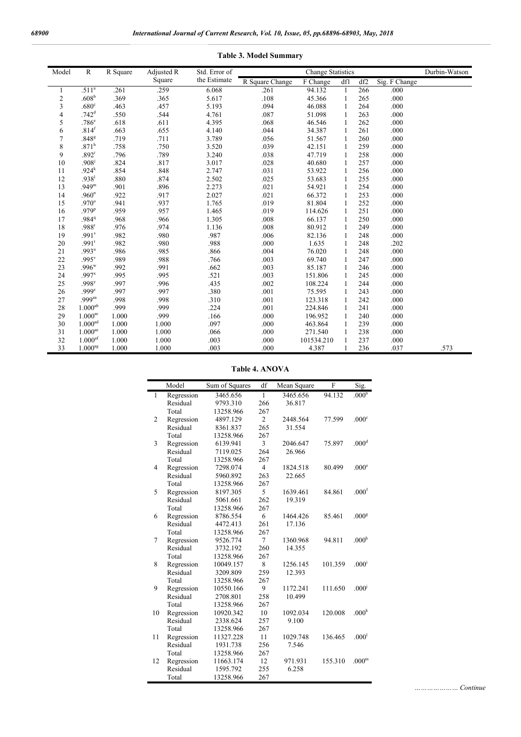**Table 3. Model Summary**

| Model | R | R Square | Adjusted R Square | Std. Error of the Estimate | Change Statistics | | | | | Durbin-Watson |
|---|---|---|---|---|---|---|---|---|---|---|
| | | | | | R Square Change | F Change | df1 | df2 | Sig. F Change | |
| 1 | .511[a] | .261 | .259 | 6.068 | .261 | 94.132 | 1 | 266 | .000 | |
| 2 | .608[b] | .369 | .365 | 5.617 | .108 | 45.366 | 1 | 265 | .000 | |
| 3 | .680[c] | .463 | .457 | 5.193 | .094 | 46.088 | 1 | 264 | .000 | |
| 4 | .742[d] | .550 | .544 | 4.761 | .087 | 51.098 | 1 | 263 | .000 | |
| 5 | .786[e] | .618 | .611 | 4.395 | .068 | 46.546 | 1 | 262 | .000 | |
| 6 | .814[f] | .663 | .655 | 4.140 | .044 | 34.387 | 1 | 261 | .000 | |
| 7 | .848[g] | .719 | .711 | 3.789 | .056 | 51.567 | 1 | 260 | .000 | |
| 8 | .871[h] | .758 | .750 | 3.520 | .039 | 42.151 | 1 | 259 | .000 | |
| 9 | .892[i] | .796 | .789 | 3.240 | .038 | 47.719 | 1 | 258 | .000 | |
| 10 | .908[j] | .824 | .817 | 3.017 | .028 | 40.680 | 1 | 257 | .000 | |
| 11 | .924[k] | .854 | .848 | 2.747 | .031 | 53.922 | 1 | 256 | .000 | |
| 12 | .938[l] | .880 | .874 | 2.502 | .025 | 53.683 | 1 | 255 | .000 | |
| 13 | .949[m] | .901 | .896 | 2.273 | .021 | 54.921 | 1 | 254 | .000 | |
| 14 | .960[n] | .922 | .917 | 2.027 | .021 | 66.372 | 1 | 253 | .000 | |
| 15 | .970[o] | .941 | .937 | 1.765 | .019 | 81.804 | 1 | 252 | .000 | |
| 16 | .979[p] | .959 | .957 | 1.465 | .019 | 114.626 | 1 | 251 | .000 | |
| 17 | .984[q] | .968 | .966 | 1.305 | .008 | 66.137 | 1 | 250 | .000 | |
| 18 | .988[r] | .976 | .974 | 1.136 | .008 | 80.912 | 1 | 249 | .000 | |
| 19 | .991[s] | .982 | .980 | .987 | .006 | 82.136 | 1 | 248 | .000 | |
| 20 | .991[t] | .982 | .980 | .988 | .000 | 1.635 | 1 | 248 | .202 | |
| 21 | .993[u] | .986 | .985 | .866 | .004 | 76.020 | 1 | 248 | .000 | |
| 22 | .995[v] | .989 | .988 | .766 | .003 | 69.740 | 1 | 247 | .000 | |
| 23 | .996[w] | .992 | .991 | .662 | .003 | 85.187 | 1 | 246 | .000 | |
| 24 | .997[x] | .995 | .995 | .521 | .003 | 151.806 | 1 | 245 | .000 | |
| 25 | .998[y] | .997 | .996 | .435 | .002 | 108.224 | 1 | 244 | .000 | |
| 26 | .999[z] | .997 | .997 | .380 | .001 | 75.595 | 1 | 243 | .000 | |
| 27 | .999[aa] | .998 | .998 | .310 | .001 | 123.318 | 1 | 242 | .000 | |
| 28 | 1.000[ab] | .999 | .999 | .224 | .001 | 224.846 | 1 | 241 | .000 | |
| 29 | 1.000[ac] | 1.000 | .999 | .166 | .000 | 196.952 | 1 | 240 | .000 | |
| 30 | 1.000[ad] | 1.000 | 1.000 | .097 | .000 | 463.864 | 1 | 239 | .000 | |
| 31 | 1.000[ae] | 1.000 | 1.000 | .066 | .000 | 271.540 | 1 | 238 | .000 | |
| 32 | 1.000[af] | 1.000 | 1.000 | .003 | .000 | 101534.210 | 1 | 237 | .000 | |
| 33 | 1.000[ag] | 1.000 | 1.000 | .003 | .000 | 4.387 | 1 | 236 | .037 | .573 |

**Table 4. ANOVA**

| | Model | Sum of Squares | df | Mean Square | F | Sig. |
|---|---|---|---|---|---|---|
| 1 | Regression | 3465.656 | 1 | 3465.656 | 94.132 | .000[b] |
| | Residual | 9793.310 | 266 | 36.817 | | |
| | Total | 13258.966 | 267 | | | |
| 2 | Regression | 4897.129 | 2 | 2448.564 | 77.599 | .000[c] |
| | Residual | 8361.837 | 265 | 31.554 | | |
| | Total | 13258.966 | 267 | | | |
| 3 | Regression | 6139.941 | 3 | 2046.647 | 75.897 | .000[d] |
| | Residual | 7119.025 | 264 | 26.966 | | |
| | Total | 13258.966 | 267 | | | |
| 4 | Regression | 7298.074 | 4 | 1824.518 | 80.499 | .000[e] |
| | Residual | 5960.892 | 263 | 22.665 | | |
| | Total | 13258.966 | 267 | | | |
| 5 | Regression | 8197.305 | 5 | 1639.461 | 84.861 | .000[f] |
| | Residual | 5061.661 | 262 | 19.319 | | |
| | Total | 13258.966 | 267 | | | |
| 6 | Regression | 8786.554 | 6 | 1464.426 | 85.461 | .000[g] |
| | Residual | 4472.413 | 261 | 17.136 | | |
| | Total | 13258.966 | 267 | | | |
| 7 | Regression | 9526.774 | 7 | 1360.968 | 94.811 | .000[h] |
| | Residual | 3732.192 | 260 | 14.355 | | |
| | Total | 13258.966 | 267 | | | |
| 8 | Regression | 10049.157 | 8 | 1256.145 | 101.359 | .000[i] |
| | Residual | 3209.809 | 259 | 12.393 | | |
| | Total | 13258.966 | 267 | | | |
| 9 | Regression | 10550.166 | 9 | 1172.241 | 111.650 | .000[j] |
| | Residual | 2708.801 | 258 | 10.499 | | |
| | Total | 13258.966 | 267 | | | |
| 10 | Regression | 10920.342 | 10 | 1092.034 | 120.008 | .000[k] |
| | Residual | 2338.624 | 257 | 9.100 | | |
| | Total | 13258.966 | 267 | | | |
| 11 | Regression | 11327.228 | 11 | 1029.748 | 136.465 | .000[l] |
| | Residual | 1931.738 | 256 | 7.546 | | |
| | Total | 13258.966 | 267 | | | |
| 12 | Regression | 11663.174 | 12 | 971.931 | 155.310 | .000[m] |
| | Residual | 1595.792 | 255 | 6.258 | | |
| | Total | 13258.966 | 267 | | | |

*………………… Continue*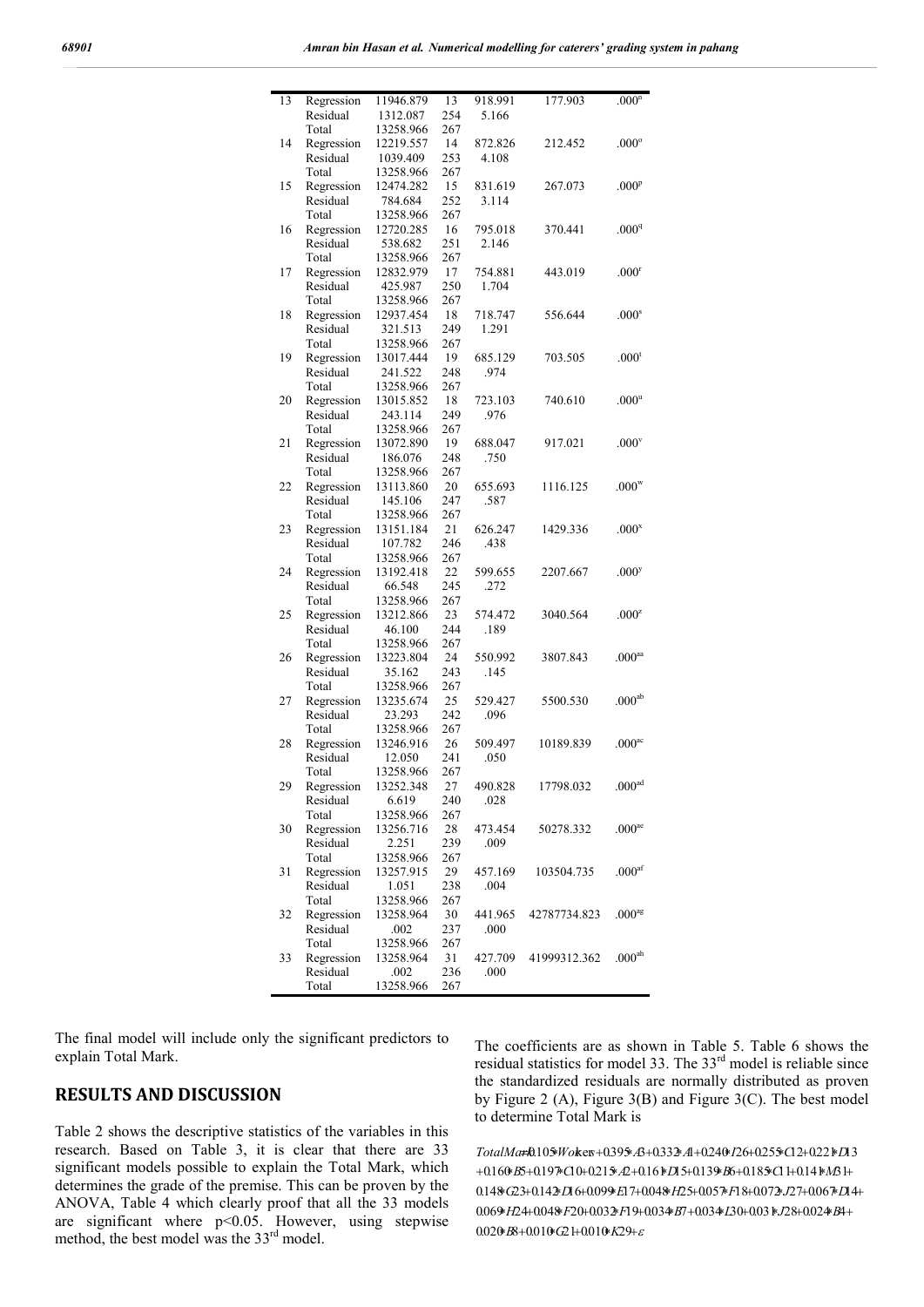| 13 | Regression | 11946.879 | 13 | 918.991 | 177.903 | .000[n] |
|---|---|---|---|---|---|---|
| | Residual | 1312.087 | 254 | 5.166 | | |
| | Total | 13258.966 | 267 | | | |
| 14 | Regression | 12219.557 | 14 | 872.826 | 212.452 | .000[o] |
| | Residual | 1039.409 | 253 | 4.108 | | |
| | Total | 13258.966 | 267 | | | |
| 15 | Regression | 12474.282 | 15 | 831.619 | 267.073 | .000[p] |
| | Residual | 784.684 | 252 | 3.114 | | |
| | Total | 13258.966 | 267 | | | |
| 16 | Regression | 12720.285 | 16 | 795.018 | 370.441 | .000[q] |
| | Residual | 538.682 | 251 | 2.146 | | |
| | Total | 13258.966 | 267 | | | |
| 17 | Regression | 12832.979 | 17 | 754.881 | 443.019 | .000[r] |
| | Residual | 425.987 | 250 | 1.704 | | |
| | Total | 13258.966 | 267 | | | |
| 18 | Regression | 12937.454 | 18 | 718.747 | 556.644 | .000[s] |
| | Residual | 321.513 | 249 | 1.291 | | |
| | Total | 13258.966 | 267 | | | |
| 19 | Regression | 13017.444 | 19 | 685.129 | 703.505 | .000[t] |
| | Residual | 241.522 | 248 | .974 | | |
| | Total | 13258.966 | 267 | | | |
| 20 | Regression | 13015.852 | 18 | 723.103 | 740.610 | .000[u] |
| | Residual | 243.114 | 249 | .976 | | |
| | Total | 13258.966 | 267 | | | |
| 21 | Regression | 13072.890 | 19 | 688.047 | 917.021 | .000[v] |
| | Residual | 186.076 | 248 | .750 | | |
| | Total | 13258.966 | 267 | | | |
| 22 | Regression | 13113.860 | 20 | 655.693 | 1116.125 | .000[w] |
| | Residual | 145.106 | 247 | .587 | | |
| | Total | 13258.966 | 267 | | | |
| 23 | Regression | 13151.184 | 21 | 626.247 | 1429.336 | .000[x] |
| | Residual | 107.782 | 246 | .438 | | |
| | Total | 13258.966 | 267 | | | |
| 24 | Regression | 13192.418 | 22 | 599.655 | 2207.667 | .000[y] |
| | Residual | 66.548 | 245 | .272 | | |
| | Total | 13258.966 | 267 | | | |
| 25 | Regression | 13212.866 | 23 | 574.472 | 3040.564 | .000[z] |
| | Residual | 46.100 | 244 | .189 | | |
| | Total | 13258.966 | 267 | | | |
| 26 | Regression | 13223.804 | 24 | 550.992 | 3807.843 | .000[aa] |
| | Residual | 35.162 | 243 | .145 | | |
| | Total | 13258.966 | 267 | | | |
| 27 | Regression | 13235.674 | 25 | 529.427 | 5500.530 | .000[ab] |
| | Residual | 23.293 | 242 | .096 | | |
| | Total | 13258.966 | 267 | | | |
| 28 | Regression | 13246.916 | 26 | 509.497 | 10189.839 | .000[ac] |
| | Residual | 12.050 | 241 | .050 | | |
| | Total | 13258.966 | 267 | | | |
| 29 | Regression | 13252.348 | 27 | 490.828 | 17798.032 | .000[ad] |
| | Residual | 6.619 | 240 | .028 | | |
| | Total | 13258.966 | 267 | | | |
| 30 | Regression | 13256.716 | 28 | 473.454 | 50278.332 | .000[ae] |
| | Residual | 2.251 | 239 | .009 | | |
| | Total | 13258.966 | 267 | | | |
| 31 | Regression | 13257.915 | 29 | 457.169 | 103504.735 | .000[af] |
| | Residual | 1.051 | 238 | .004 | | |
| | Total | 13258.966 | 267 | | | |
| 32 | Regression | 13258.964 | 30 | 441.965 | 42787734.823 | .000[ag] |
| | Residual | .002 | 237 | .000 | | |
| | Total | 13258.966 | 267 | | | |
| 33 | Regression | 13258.964 | 31 | 427.709 | 41999312.362 | .000[ah] |
| | Residual | .002 | 236 | .000 | | |
| | Total | 13258.966 | 267 | | | |

The final model will include only the significant predictors to explain Total Mark.

## RESULTS AND DISCUSSION

Table 2 shows the descriptive statistics of the variables in this research. Based on Table 3, it is clear that there are 33 significant models possible to explain the Total Mark, which determines the grade of the premise. This can be proven by the ANOVA, Table 4 which clearly proof that all the 33 models are significant where $p<0.05$. However, using stepwise method, the best model was the 33[rd] model.

The coefficients are as shown in Table 5. Table 6 shows the residual statistics for model 33. The 33[rd] model is reliable since the standardized residuals are normally distributed as proven by Figure 2 (A), Figure 3(B) and Figure 3(C). The best model to determine Total Mark is

$$
\begin{aligned}
TotalMark = {} & 0.105*Workers + 0.395*A3 + 0.332*A1 + 0.240*I26 + 0.255*C12 + 0.221*D13 \\
& + 0.160*B5 + 0.197*C10 + 0.215*A2 + 0.161*D15 + 0.139*B6 + 0.185*C11 + 0.141*M31 + \\
& 0.148*G23 + 0.142*D16 + 0.099*E17 + 0.048*H25 + 0.057*F18 + 0.072*J27 + 0.067*D14 + \\
& 0.069*H24 + 0.048*F20 + 0.032*F19 + 0.034*B7 + 0.034*L30 + 0.031*J28 + 0.024*B4 + \\
& 0.020*B8 + 0.010*G21 + 0.010*K29 + \varepsilon
\end{aligned}
$$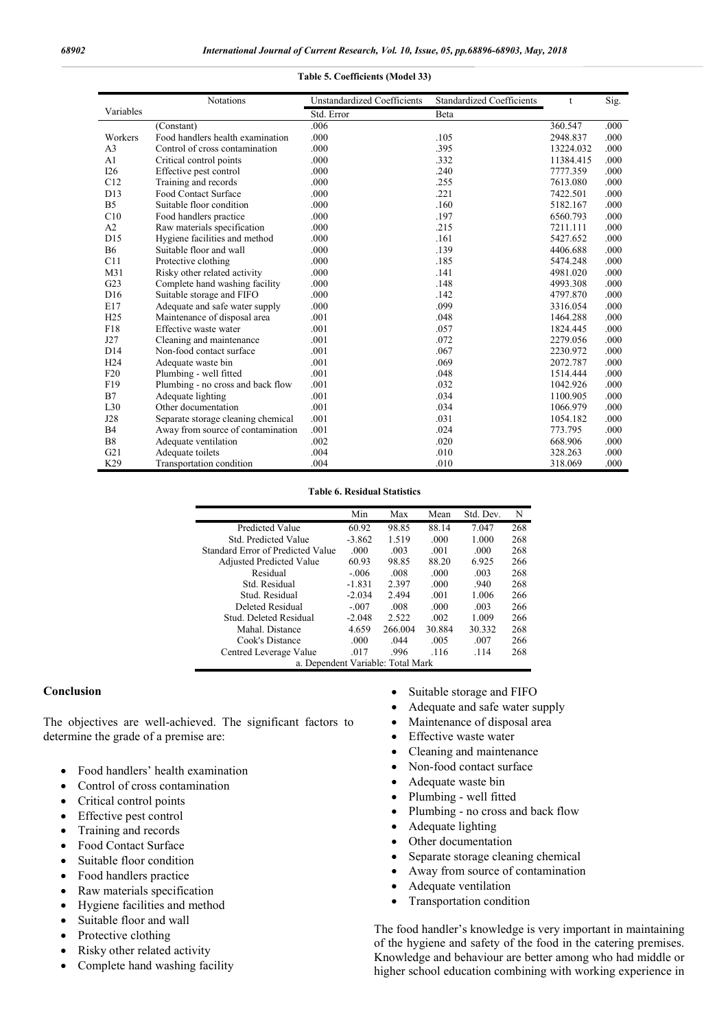**Table 5. Coefficients (Model 33)**

| Variables | Notations | Unstandardized Coefficients | Standardized Coefficients | t | Sig. |
|---|---|---|---|---|---|
| | | Std. Error | Beta | | |
| | (Constant) | .006 | | 360.547 | .000 |
| Workers | Food handlers health examination | .000 | .105 | 2948.837 | .000 |
| A3 | Control of cross contamination | .000 | .395 | 13224.032 | .000 |
| A1 | Critical control points | .000 | .332 | 11384.415 | .000 |
| I26 | Effective pest control | .000 | .240 | 7777.359 | .000 |
| C12 | Training and records | .000 | .255 | 7613.080 | .000 |
| D13 | Food Contact Surface | .000 | .221 | 7422.501 | .000 |
| B5 | Suitable floor condition | .000 | .160 | 5182.167 | .000 |
| C10 | Food handlers practice | .000 | .197 | 6560.793 | .000 |
| A2 | Raw materials specification | .000 | .215 | 7211.111 | .000 |
| D15 | Hygiene facilities and method | .000 | .161 | 5427.652 | .000 |
| B6 | Suitable floor and wall | .000 | .139 | 4406.688 | .000 |
| C11 | Protective clothing | .000 | .185 | 5474.248 | .000 |
| M31 | Risky other related activity | .000 | .141 | 4981.020 | .000 |
| G23 | Complete hand washing facility | .000 | .148 | 4993.308 | .000 |
| D16 | Suitable storage and FIFO | .000 | .142 | 4797.870 | .000 |
| E17 | Adequate and safe water supply | .000 | .099 | 3316.054 | .000 |
| H25 | Maintenance of disposal area | .001 | .048 | 1464.288 | .000 |
| F18 | Effective waste water | .001 | .057 | 1824.445 | .000 |
| J27 | Cleaning and maintenance | .001 | .072 | 2279.056 | .000 |
| D14 | Non-food contact surface | .001 | .067 | 2230.972 | .000 |
| H24 | Adequate waste bin | .001 | .069 | 2072.787 | .000 |
| F20 | Plumbing - well fitted | .001 | .048 | 1514.444 | .000 |
| F19 | Plumbing - no cross and back flow | .001 | .032 | 1042.926 | .000 |
| B7 | Adequate lighting | .001 | .034 | 1100.905 | .000 |
| L30 | Other documentation | .001 | .034 | 1066.979 | .000 |
| J28 | Separate storage cleaning chemical | .001 | .031 | 1054.182 | .000 |
| B4 | Away from source of contamination | .001 | .024 | 773.795 | .000 |
| B8 | Adequate ventilation | .002 | .020 | 668.906 | .000 |
| G21 | Adequate toilets | .004 | .010 | 328.263 | .000 |
| K29 | Transportation condition | .004 | .010 | 318.069 | .000 |

**Table 6. Residual Statistics**

| | Min | Max | Mean | Std. Dev. | N |
|---|---|---|---|---|---|
| Predicted Value | 60.92 | 98.85 | 88.14 | 7.047 | 268 |
| Std. Predicted Value | -3.862 | 1.519 | .000 | 1.000 | 268 |
| Standard Error of Predicted Value | .000 | .003 | .001 | .000 | 268 |
| Adjusted Predicted Value | 60.93 | 98.85 | 88.20 | 6.925 | 266 |
| Residual | -.006 | .008 | .000 | .003 | 268 |
| Std. Residual | -1.831 | 2.397 | .000 | .940 | 268 |
| Stud. Residual | -2.034 | 2.494 | .001 | 1.006 | 266 |
| Deleted Residual | -.007 | .008 | .000 | .003 | 266 |
| Stud. Deleted Residual | -2.048 | 2.522 | .002 | 1.009 | 266 |
| Mahal. Distance | 4.659 | 266.004 | 30.884 | 30.332 | 268 |
| Cook's Distance | .000 | .044 | .005 | .007 | 266 |
| Centred Leverage Value | .017 | .996 | .116 | .114 | 268 |

a. Dependent Variable: Total Mark

## Conclusion

The objectives are well-achieved. The significant factors to determine the grade of a premise are:

- Food handlers' health examination
- Control of cross contamination
- Critical control points
- Effective pest control
- Training and records
- Food Contact Surface
- Suitable floor condition
- Food handlers practice
- Raw materials specification
- Hygiene facilities and method
- Suitable floor and wall
- Protective clothing
- Risky other related activity
- Complete hand washing facility
- Suitable storage and FIFO
- Adequate and safe water supply
- Maintenance of disposal area
- Effective waste water
- Cleaning and maintenance
- Non-food contact surface
- Adequate waste bin
- Plumbing - well fitted
- Plumbing - no cross and back flow
- Adequate lighting
- Other documentation
- Separate storage cleaning chemical
- Away from source of contamination
- Adequate ventilation
- Transportation condition

The food handler's knowledge is very important in maintaining of the hygiene and safety of the food in the catering premises. Knowledge and behaviour are better among who had middle or higher school education combining with working experience in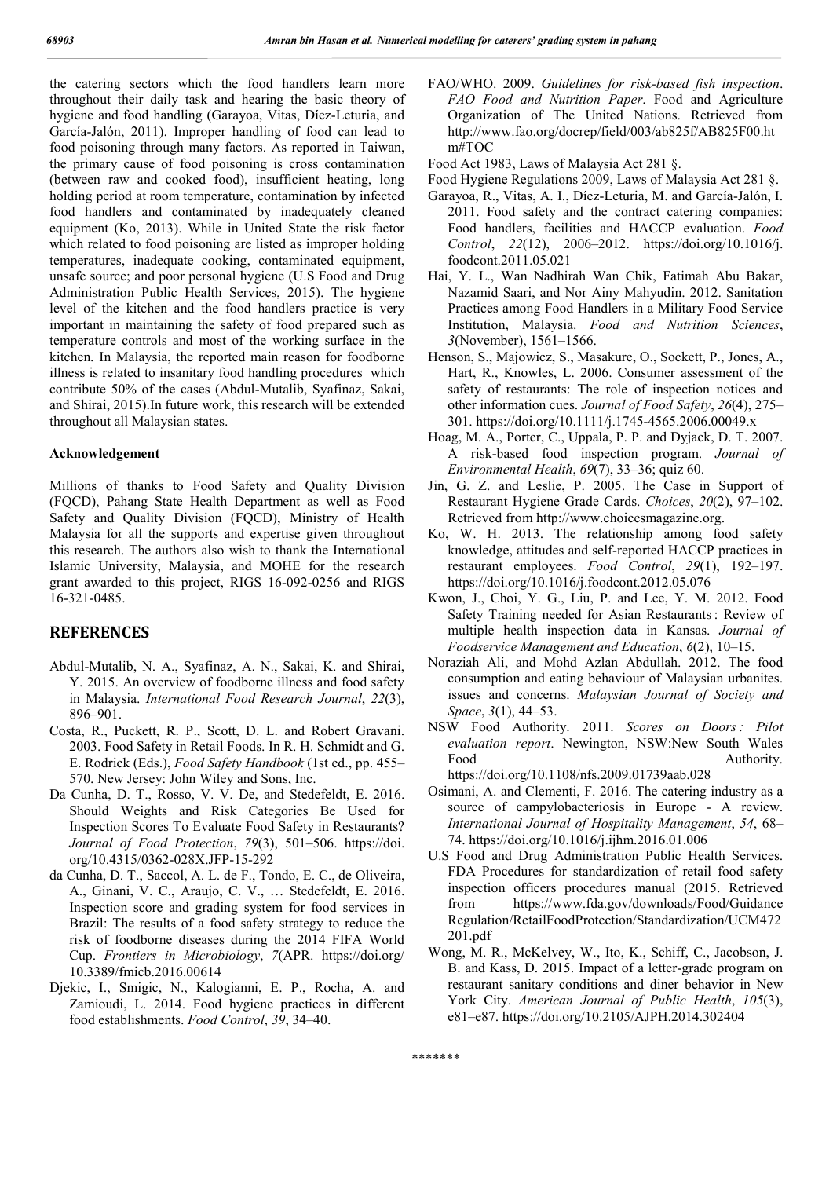the catering sectors which the food handlers learn more throughout their daily task and hearing the basic theory of hygiene and food handling (Garayoa, Vitas, Díez-Leturia, and García-Jalón, 2011). Improper handling of food can lead to food poisoning through many factors. As reported in Taiwan, the primary cause of food poisoning is cross contamination (between raw and cooked food), insufficient heating, long holding period at room temperature, contamination by infected food handlers and contaminated by inadequately cleaned equipment (Ko, 2013). While in United State the risk factor which related to food poisoning are listed as improper holding temperatures, inadequate cooking, contaminated equipment, unsafe source; and poor personal hygiene (U.S Food and Drug Administration Public Health Services, 2015). The hygiene level of the kitchen and the food handlers practice is very important in maintaining the safety of food prepared such as temperature controls and most of the working surface in the kitchen. In Malaysia, the reported main reason for foodborne illness is related to insanitary food handling procedures which contribute 50% of the cases (Abdul-Mutalib, Syafinaz, Sakai, and Shirai, 2015).In future work, this research will be extended throughout all Malaysian states.

**Acknowledgement**

Millions of thanks to Food Safety and Quality Division (FQCD), Pahang State Health Department as well as Food Safety and Quality Division (FQCD), Ministry of Health Malaysia for all the supports and expertise given throughout this research. The authors also wish to thank the International Islamic University, Malaysia, and MOHE for the research grant awarded to this project, RIGS 16-092-0256 and RIGS 16-321-0485.

## REFERENCES

Abdul-Mutalib, N. A., Syafinaz, A. N., Sakai, K. and Shirai, Y. 2015. An overview of foodborne illness and food safety in Malaysia. *International Food Research Journal*, *22*(3), 896–901.

Costa, R., Puckett, R. P., Scott, D. L. and Robert Gravani. 2003. Food Safety in Retail Foods. In R. H. Schmidt and G. E. Rodrick (Eds.), *Food Safety Handbook* (1st ed., pp. 455–570. New Jersey: John Wiley and Sons, Inc.

Da Cunha, D. T., Rosso, V. V. De, and Stedefeldt, E. 2016. Should Weights and Risk Categories Be Used for Inspection Scores To Evaluate Food Safety in Restaurants? *Journal of Food Protection*, *79*(3), 501–506. https://doi.org/10.4315/0362-028X.JFP-15-292

da Cunha, D. T., Saccol, A. L. de F., Tondo, E. C., de Oliveira, A., Ginani, V. C., Araujo, C. V., … Stedefeldt, E. 2016. Inspection score and grading system for food services in Brazil: The results of a food safety strategy to reduce the risk of foodborne diseases during the 2014 FIFA World Cup. *Frontiers in Microbiology*, *7*(APR. https://doi.org/10.3389/fmicb.2016.00614

Djekic, I., Smigic, N., Kalogianni, E. P., Rocha, A. and Zamioudi, L. 2014. Food hygiene practices in different food establishments. *Food Control*, *39*, 34–40.

FAO/WHO. 2009. *Guidelines for risk-based fish inspection*. *FAO Food and Nutrition Paper*. Food and Agriculture Organization of The United Nations. Retrieved from http://www.fao.org/docrep/field/003/ab825f/AB825F00.htm#TOC

Food Act 1983, Laws of Malaysia Act 281 §.

Food Hygiene Regulations 2009, Laws of Malaysia Act 281 §.

Garayoa, R., Vitas, A. I., Díez-Leturia, M. and García-Jalón, I. 2011. Food safety and the contract catering companies: Food handlers, facilities and HACCP evaluation. *Food Control*, *22*(12), 2006–2012. https://doi.org/10.1016/j.foodcont.2011.05.021

Hai, Y. L., Wan Nadhirah Wan Chik, Fatimah Abu Bakar, Nazamid Saari, and Nor Ainy Mahyudin. 2012. Sanitation Practices among Food Handlers in a Military Food Service Institution, Malaysia. *Food and Nutrition Sciences*, *3*(November), 1561–1566.

Henson, S., Majowicz, S., Masakure, O., Sockett, P., Jones, A., Hart, R., Knowles, L. 2006. Consumer assessment of the safety of restaurants: The role of inspection notices and other information cues. *Journal of Food Safety*, *26*(4), 275–301. https://doi.org/10.1111/j.1745-4565.2006.00049.x

Hoag, M. A., Porter, C., Uppala, P. P. and Dyjack, D. T. 2007. A risk-based food inspection program. *Journal of Environmental Health*, *69*(7), 33–36; quiz 60.

Jin, G. Z. and Leslie, P. 2005. The Case in Support of Restaurant Hygiene Grade Cards. *Choices*, *20*(2), 97–102. Retrieved from http://www.choicesmagazine.org.

Ko, W. H. 2013. The relationship among food safety knowledge, attitudes and self-reported HACCP practices in restaurant employees. *Food Control*, *29*(1), 192–197. https://doi.org/10.1016/j.foodcont.2012.05.076

Kwon, J., Choi, Y. G., Liu, P. and Lee, Y. M. 2012. Food Safety Training needed for Asian Restaurants : Review of multiple health inspection data in Kansas. *Journal of Foodservice Management and Education*, *6*(2), 10–15.

Noraziah Ali, and Mohd Azlan Abdullah. 2012. The food consumption and eating behaviour of Malaysian urbanites. issues and concerns. *Malaysian Journal of Society and Space*, *3*(1), 44–53.

NSW Food Authority. 2011. *Scores on Doors : Pilot evaluation report*. Newington, NSW:New South Wales Food Authority. https://doi.org/10.1108/nfs.2009.01739aab.028

Osimani, A. and Clementi, F. 2016. The catering industry as a source of campylobacteriosis in Europe - A review. *International Journal of Hospitality Management*, *54*, 68–74. https://doi.org/10.1016/j.ijhm.2016.01.006

U.S Food and Drug Administration Public Health Services. FDA Procedures for standardization of retail food safety inspection officers procedures manual (2015. Retrieved from https://www.fda.gov/downloads/Food/GuidanceRegulation/RetailFoodProtection/Standardization/UCM472201.pdf

Wong, M. R., McKelvey, W., Ito, K., Schiff, C., Jacobson, J. B. and Kass, D. 2015. Impact of a letter-grade program on restaurant sanitary conditions and diner behavior in New York City. *American Journal of Public Health*, *105*(3), e81–e87. https://doi.org/10.2105/AJPH.2014.302404

*******